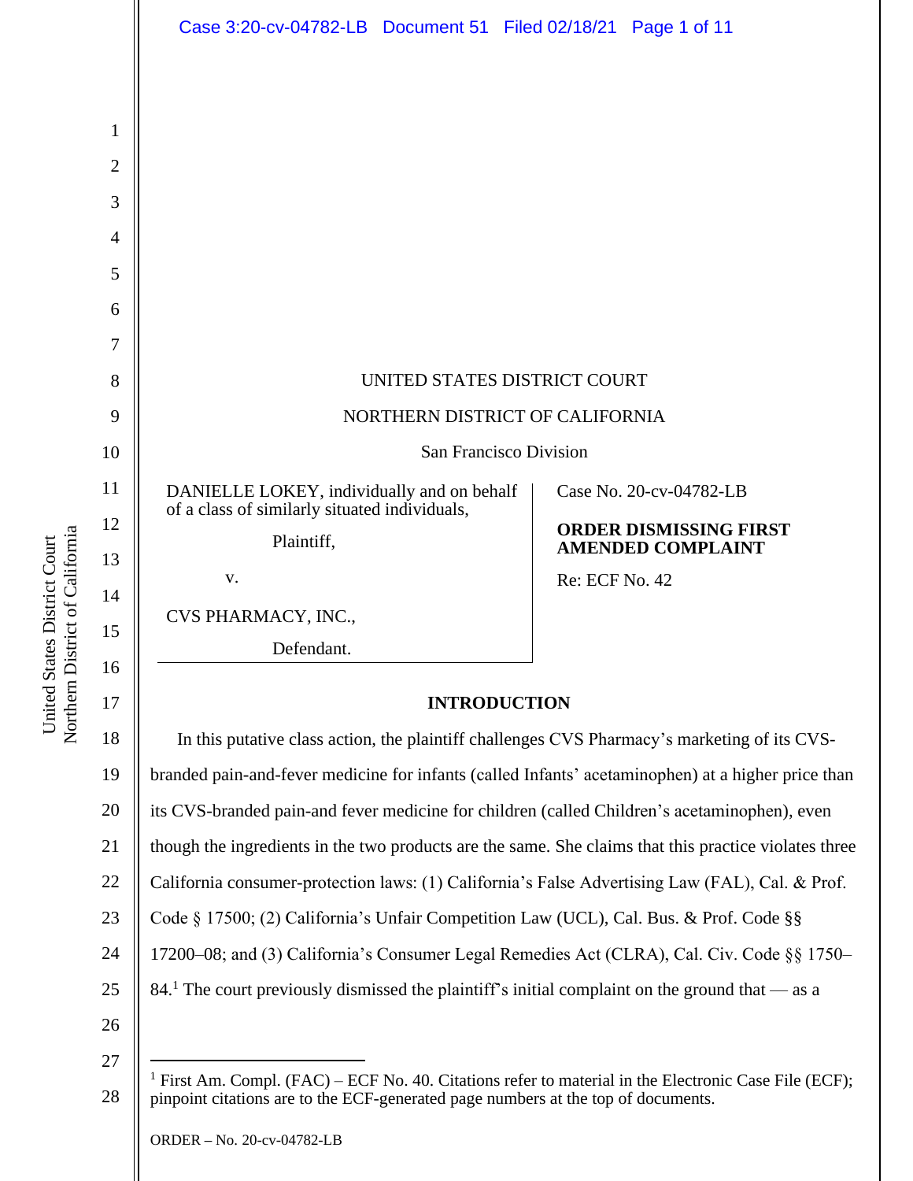UNITED STATES DISTRICT COURT

NORTHERN DISTRICT OF CALIFORNIA

San Francisco Division

| | |
|---|---|
| DANIELLE LOKEY, individually and on behalf of a class of similarly situated individuals,<br><br>Plaintiff,<br><br>v.<br><br>CVS PHARMACY, INC.,<br><br>Defendant. | Case No. 20-cv-04782-LB<br><br>**ORDER DISMISSING FIRST AMENDED COMPLAINT**<br><br>Re: ECF No. 42 |

## INTRODUCTION

In this putative class action, the plaintiff challenges CVS Pharmacy's marketing of its CVS-branded pain-and-fever medicine for infants (called Infants' acetaminophen) at a higher price than its CVS-branded pain-and fever medicine for children (called Children's acetaminophen), even though the ingredients in the two products are the same. She claims that this practice violates three California consumer-protection laws: (1) California's False Advertising Law (FAL), Cal. & Prof. Code § 17500; (2) California's Unfair Competition Law (UCL), Cal. Bus. & Prof. Code §§ 17200–08; and (3) California's Consumer Legal Remedies Act (CLRA), Cal. Civ. Code §§ 1750–84.[1] The court previously dismissed the plaintiff's initial complaint on the ground that — as a

---

[1] First Am. Compl. (FAC) – ECF No. 40. Citations refer to material in the Electronic Case File (ECF); pinpoint citations are to the ECF-generated page numbers at the top of documents.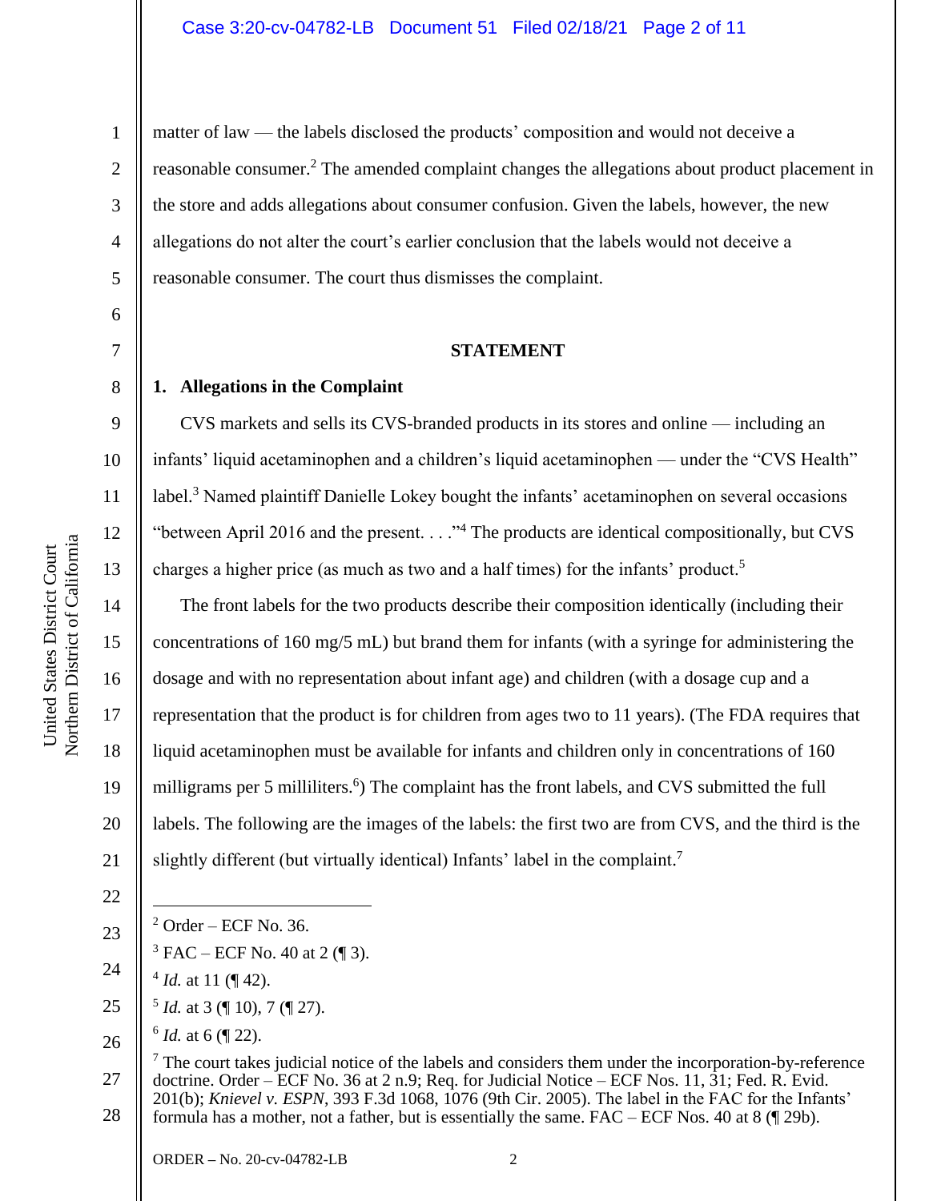matter of law — the labels disclosed the products' composition and would not deceive a reasonable consumer.[2] The amended complaint changes the allegations about product placement in the store and adds allegations about consumer confusion. Given the labels, however, the new allegations do not alter the court's earlier conclusion that the labels would not deceive a reasonable consumer. The court thus dismisses the complaint.

## STATEMENT

### 1. Allegations in the Complaint

CVS markets and sells its CVS-branded products in its stores and online — including an infants' liquid acetaminophen and a children's liquid acetaminophen — under the "CVS Health" label.[3] Named plaintiff Danielle Lokey bought the infants' acetaminophen on several occasions "between April 2016 and the present. . . ."[4] The products are identical compositionally, but CVS charges a higher price (as much as two and a half times) for the infants' product.[5]

The front labels for the two products describe their composition identically (including their concentrations of 160 mg/5 mL) but brand them for infants (with a syringe for administering the dosage and with no representation about infant age) and children (with a dosage cup and a representation that the product is for children from ages two to 11 years). (The FDA requires that liquid acetaminophen must be available for infants and children only in concentrations of 160 milligrams per 5 milliliters.[6]) The complaint has the front labels, and CVS submitted the full labels. The following are the images of the labels: the first two are from CVS, and the third is the slightly different (but virtually identical) Infants' label in the complaint.[7]

---

[2] Order – ECF No. 36.

[3] FAC – ECF No. 40 at 2 (¶ 3).

[4] *Id.* at 11 (¶ 42).

[5] *Id.* at 3 (¶ 10), 7 (¶ 27).

[6] *Id.* at 6 (¶ 22).

[7] The court takes judicial notice of the labels and considers them under the incorporation-by-reference doctrine. Order – ECF No. 36 at 2 n.9; Req. for Judicial Notice – ECF Nos. 11, 31; Fed. R. Evid. 201(b); *Knievel v. ESPN*, 393 F.3d 1068, 1076 (9th Cir. 2005). The label in the FAC for the Infants' formula has a mother, not a father, but is essentially the same. FAC – ECF Nos. 40 at 8 (¶ 29b).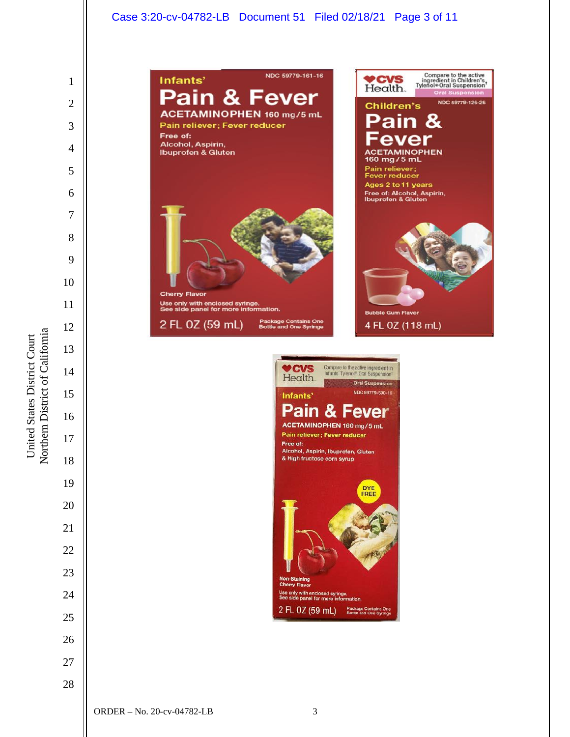Infants'
Pain & Fever
ACETAMINOPHEN 160 mg/5 mL
Pain reliever; Fever reducer
Free of:
Alcohol, Aspirin,
Ibuprofen & Gluten
NDC 59779-161-16
Cherry Flavor
Use only with enclosed syringe.
See side panel for more information.
2 FL OZ (59 mL)
Package Contains One Bottle and One Syringe

CVS Health
Compare to the active ingredient in Children's Tylenol® Oral Suspension†
Oral Suspension
NDC 59779-126-26
Children's
Pain & Fever
ACETAMINOPHEN
160 mg/5 mL
Pain reliever;
Fever reducer
Ages 2 to 11 years
Free of: Alcohol, Aspirin,
Ibuprofen & Gluten
Bubble Gum Flavor
4 FL OZ (118 mL)

CVS Health
Compare to the active ingredient in Infants' Tylenol® Oral Suspension†
Oral Suspension
NDC 59779-590-15
Infants'
Pain & Fever
ACETAMINOPHEN 160 mg/5 mL
Pain reliever; Fever reducer
Free of:
Alcohol, Aspirin, Ibuprofen, Gluten
& High fructose corn syrup
DYE FREE
Non-Staining
Cherry Flavor
Use only with enclosed syringe.
See side panel for more information.
2 FL OZ (59 mL)
Package Contains One Bottle and One Syringe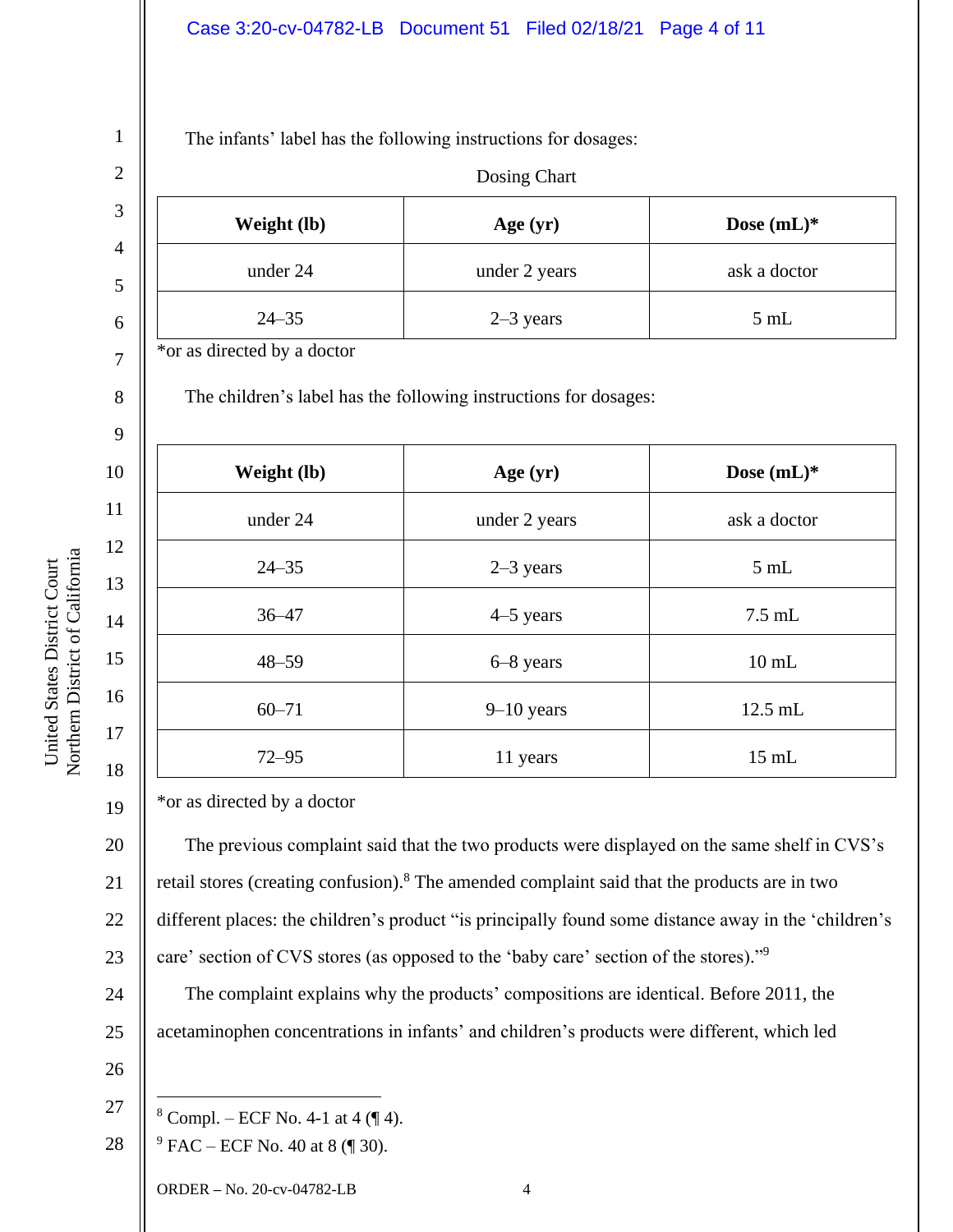The infants' label has the following instructions for dosages:

Dosing Chart

| Weight (lb) | Age (yr) | Dose (mL)* |
|---|---|---|
| under 24 | under 2 years | ask a doctor |
| 24–35 | 2–3 years | 5 mL |

*or as directed by a doctor

The children's label has the following instructions for dosages:

| Weight (lb) | Age (yr) | Dose (mL)* |
|---|---|---|
| under 24 | under 2 years | ask a doctor |
| 24–35 | 2–3 years | 5 mL |
| 36–47 | 4–5 years | 7.5 mL |
| 48–59 | 6–8 years | 10 mL |
| 60–71 | 9–10 years | 12.5 mL |
| 72–95 | 11 years | 15 mL |

*or as directed by a doctor

The previous complaint said that the two products were displayed on the same shelf in CVS's retail stores (creating confusion).[8] The amended complaint said that the products are in two different places: the children's product "is principally found some distance away in the 'children's care' section of CVS stores (as opposed to the 'baby care' section of the stores)."[9]

The complaint explains why the products' compositions are identical. Before 2011, the acetaminophen concentrations in infants' and children's products were different, which led

[8] Compl. – ECF No. 4-1 at 4 (¶ 4).

[9] FAC – ECF No. 40 at 8 (¶ 30).

ORDER – No. 20-cv-04782-LB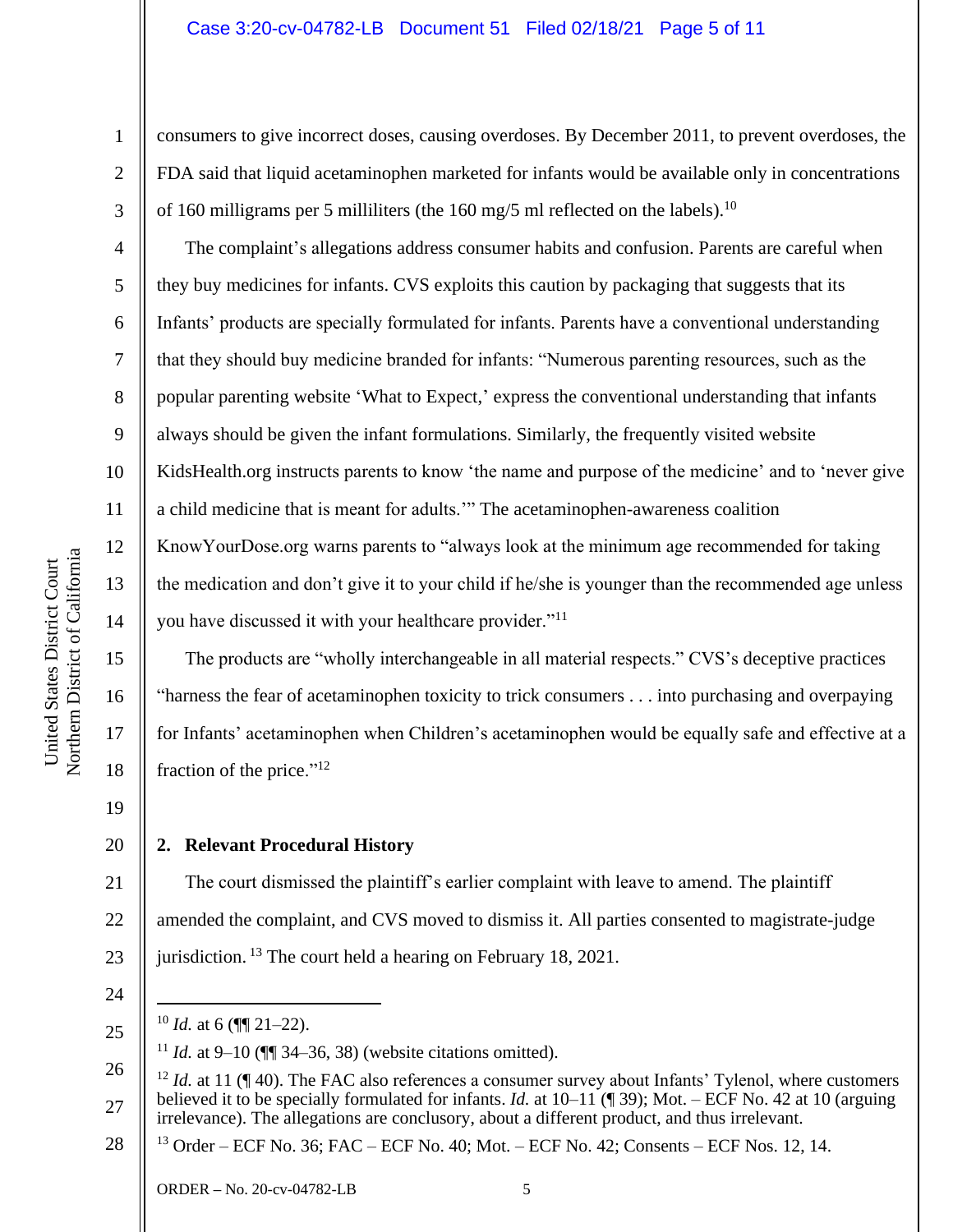consumers to give incorrect doses, causing overdoses. By December 2011, to prevent overdoses, the FDA said that liquid acetaminophen marketed for infants would be available only in concentrations of 160 milligrams per 5 milliliters (the 160 mg/5 ml reflected on the labels).[10]

The complaint's allegations address consumer habits and confusion. Parents are careful when they buy medicines for infants. CVS exploits this caution by packaging that suggests that its Infants' products are specially formulated for infants. Parents have a conventional understanding that they should buy medicine branded for infants: "Numerous parenting resources, such as the popular parenting website 'What to Expect,' express the conventional understanding that infants always should be given the infant formulations. Similarly, the frequently visited website KidsHealth.org instructs parents to know 'the name and purpose of the medicine' and to 'never give a child medicine that is meant for adults.'" The acetaminophen-awareness coalition KnowYourDose.org warns parents to "always look at the minimum age recommended for taking the medication and don't give it to your child if he/she is younger than the recommended age unless you have discussed it with your healthcare provider."[11]

The products are "wholly interchangeable in all material respects." CVS's deceptive practices "harness the fear of acetaminophen toxicity to trick consumers . . . into purchasing and overpaying for Infants' acetaminophen when Children's acetaminophen would be equally safe and effective at a fraction of the price."[12]

**2. Relevant Procedural History**

The court dismissed the plaintiff's earlier complaint with leave to amend. The plaintiff amended the complaint, and CVS moved to dismiss it. All parties consented to magistrate-judge jurisdiction.[13] The court held a hearing on February 18, 2021.

---

[10] *Id.* at 6 (¶¶ 21–22).

[11] *Id.* at 9–10 (¶¶ 34–36, 38) (website citations omitted).

[12] *Id.* at 11 (¶ 40). The FAC also references a consumer survey about Infants' Tylenol, where customers believed it to be specially formulated for infants. *Id.* at 10–11 (¶ 39); Mot. – ECF No. 42 at 10 (arguing irrelevance). The allegations are conclusory, about a different product, and thus irrelevant.

[13] Order – ECF No. 36; FAC – ECF No. 40; Mot. – ECF No. 42; Consents – ECF Nos. 12, 14.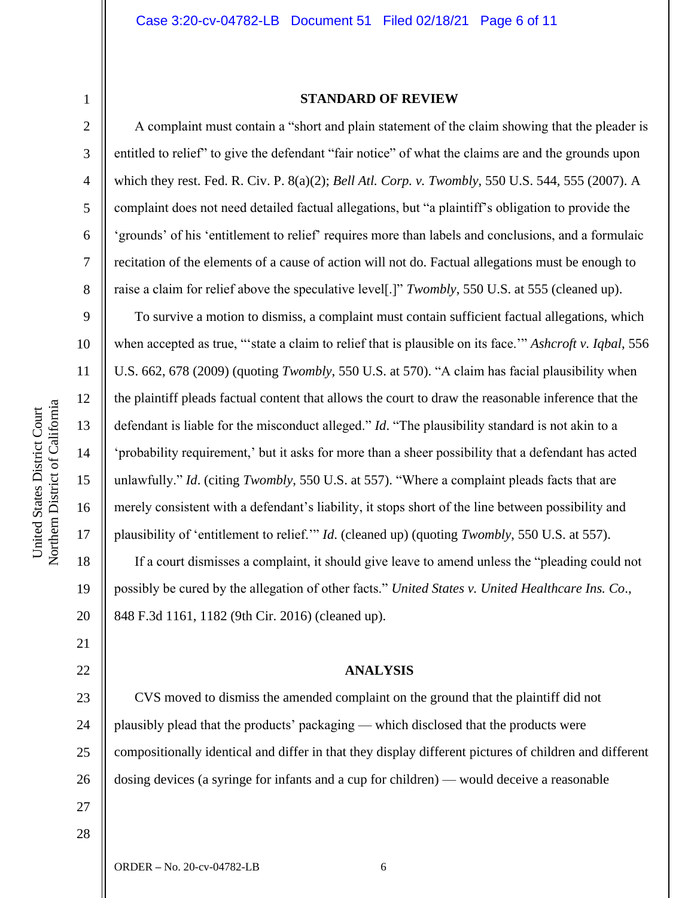## STANDARD OF REVIEW

A complaint must contain a "short and plain statement of the claim showing that the pleader is entitled to relief" to give the defendant "fair notice" of what the claims are and the grounds upon which they rest. Fed. R. Civ. P. 8(a)(2); *Bell Atl. Corp. v. Twombly*, 550 U.S. 544, 555 (2007). A complaint does not need detailed factual allegations, but "a plaintiff's obligation to provide the 'grounds' of his 'entitlement to relief' requires more than labels and conclusions, and a formulaic recitation of the elements of a cause of action will not do. Factual allegations must be enough to raise a claim for relief above the speculative level[.]" *Twombly*, 550 U.S. at 555 (cleaned up).

To survive a motion to dismiss, a complaint must contain sufficient factual allegations, which when accepted as true, "'state a claim to relief that is plausible on its face.'" *Ashcroft v. Iqbal*, 556 U.S. 662, 678 (2009) (quoting *Twombly*, 550 U.S. at 570). "A claim has facial plausibility when the plaintiff pleads factual content that allows the court to draw the reasonable inference that the defendant is liable for the misconduct alleged." *Id*. "The plausibility standard is not akin to a 'probability requirement,' but it asks for more than a sheer possibility that a defendant has acted unlawfully." *Id*. (citing *Twombly*, 550 U.S. at 557). "Where a complaint pleads facts that are merely consistent with a defendant's liability, it stops short of the line between possibility and plausibility of 'entitlement to relief.'" *Id*. (cleaned up) (quoting *Twombly*, 550 U.S. at 557).

If a court dismisses a complaint, it should give leave to amend unless the "pleading could not possibly be cured by the allegation of other facts." *United States v. United Healthcare Ins. Co*., 848 F.3d 1161, 1182 (9th Cir. 2016) (cleaned up).

## ANALYSIS

CVS moved to dismiss the amended complaint on the ground that the plaintiff did not plausibly plead that the products' packaging — which disclosed that the products were compositionally identical and differ in that they display different pictures of children and different dosing devices (a syringe for infants and a cup for children) — would deceive a reasonable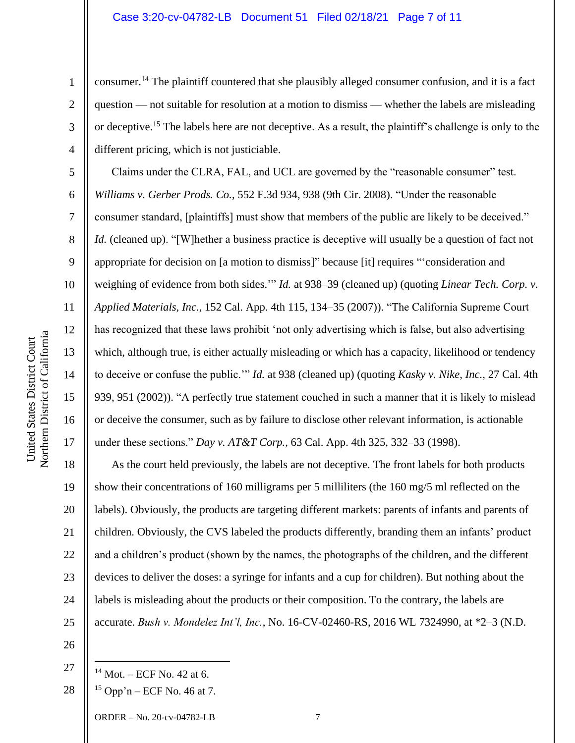consumer.[14] The plaintiff countered that she plausibly alleged consumer confusion, and it is a fact question — not suitable for resolution at a motion to dismiss — whether the labels are misleading or deceptive.[15] The labels here are not deceptive. As a result, the plaintiff's challenge is only to the different pricing, which is not justiciable.

Claims under the CLRA, FAL, and UCL are governed by the "reasonable consumer" test. *Williams v. Gerber Prods. Co.*, 552 F.3d 934, 938 (9th Cir. 2008). "Under the reasonable consumer standard, [plaintiffs] must show that members of the public are likely to be deceived." *Id.* (cleaned up). "[W]hether a business practice is deceptive will usually be a question of fact not appropriate for decision on [a motion to dismiss]" because [it] requires "'consideration and weighing of evidence from both sides.'" *Id.* at 938–39 (cleaned up) (quoting *Linear Tech. Corp. v. Applied Materials, Inc.*, 152 Cal. App. 4th 115, 134–35 (2007)). "The California Supreme Court has recognized that these laws prohibit 'not only advertising which is false, but also advertising which, although true, is either actually misleading or which has a capacity, likelihood or tendency to deceive or confuse the public.'" *Id.* at 938 (cleaned up) (quoting *Kasky v. Nike, Inc.*, 27 Cal. 4th 939, 951 (2002)). "A perfectly true statement couched in such a manner that it is likely to mislead or deceive the consumer, such as by failure to disclose other relevant information, is actionable under these sections." *Day v. AT&T Corp.*, 63 Cal. App. 4th 325, 332–33 (1998).

As the court held previously, the labels are not deceptive. The front labels for both products show their concentrations of 160 milligrams per 5 milliliters (the 160 mg/5 ml reflected on the labels). Obviously, the products are targeting different markets: parents of infants and parents of children. Obviously, the CVS labeled the products differently, branding them an infants' product and a children's product (shown by the names, the photographs of the children, and the different devices to deliver the doses: a syringe for infants and a cup for children). But nothing about the labels is misleading about the products or their composition. To the contrary, the labels are accurate. *Bush v. Mondelez Int'l, Inc.*, No. 16-CV-02460-RS, 2016 WL 7324990, at *2–3 (N.D.

---

[14] Mot. – ECF No. 42 at 6.

[15] Opp'n – ECF No. 46 at 7.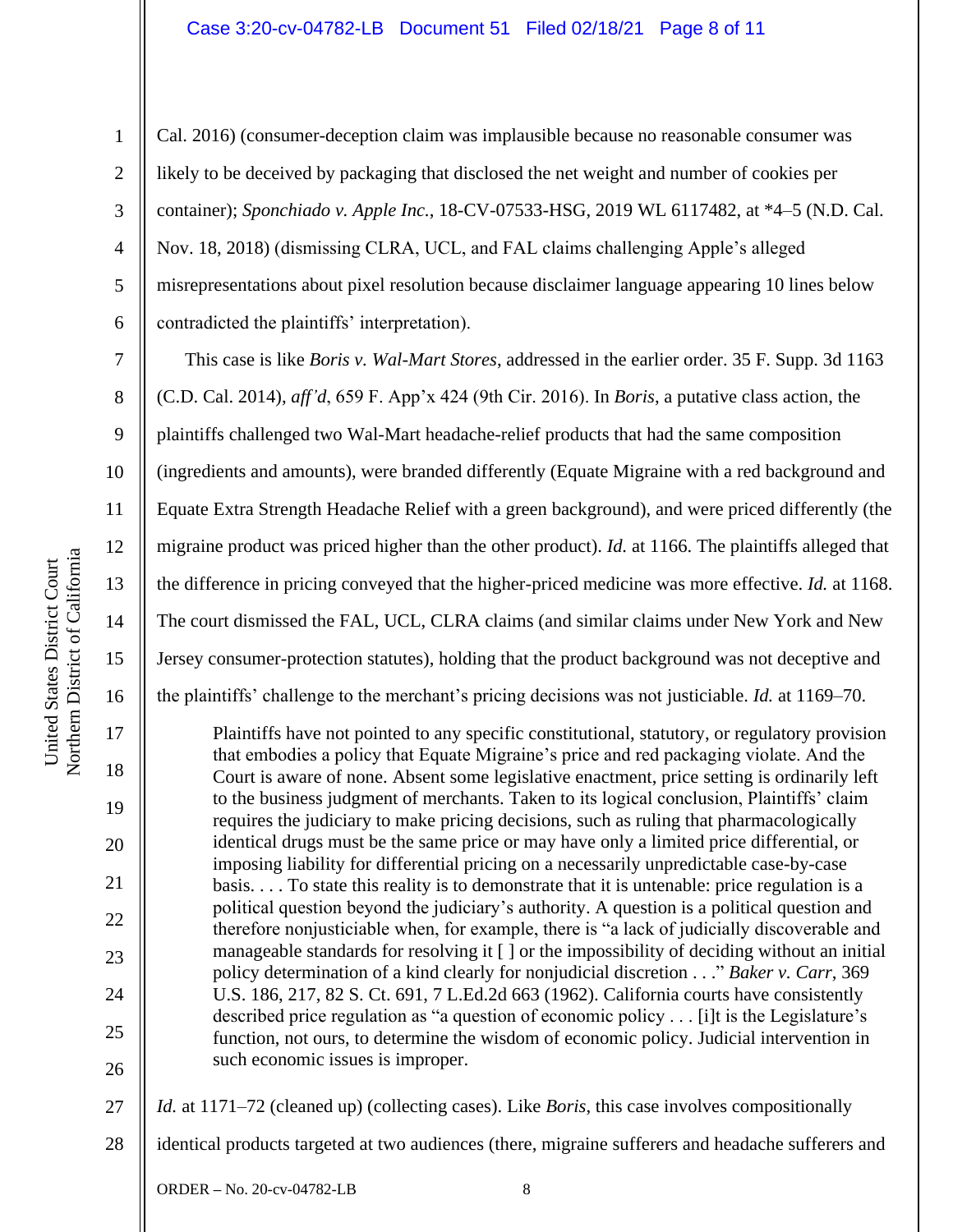Cal. 2016) (consumer-deception claim was implausible because no reasonable consumer was likely to be deceived by packaging that disclosed the net weight and number of cookies per container); *Sponchiado v. Apple Inc.*, 18-CV-07533-HSG, 2019 WL 6117482, at *4–5 (N.D. Cal. Nov. 18, 2018) (dismissing CLRA, UCL, and FAL claims challenging Apple's alleged misrepresentations about pixel resolution because disclaimer language appearing 10 lines below contradicted the plaintiffs' interpretation).

This case is like *Boris v. Wal-Mart Stores*, addressed in the earlier order. 35 F. Supp. 3d 1163 (C.D. Cal. 2014), *aff'd*, 659 F. App'x 424 (9th Cir. 2016). In *Boris*, a putative class action, the plaintiffs challenged two Wal-Mart headache-relief products that had the same composition (ingredients and amounts), were branded differently (Equate Migraine with a red background and Equate Extra Strength Headache Relief with a green background), and were priced differently (the migraine product was priced higher than the other product). *Id.* at 1166. The plaintiffs alleged that the difference in pricing conveyed that the higher-priced medicine was more effective. *Id.* at 1168. The court dismissed the FAL, UCL, CLRA claims (and similar claims under New York and New Jersey consumer-protection statutes), holding that the product background was not deceptive and the plaintiffs' challenge to the merchant's pricing decisions was not justiciable. *Id.* at 1169–70.

> Plaintiffs have not pointed to any specific constitutional, statutory, or regulatory provision that embodies a policy that Equate Migraine's price and red packaging violate. And the Court is aware of none. Absent some legislative enactment, price setting is ordinarily left to the business judgment of merchants. Taken to its logical conclusion, Plaintiffs' claim requires the judiciary to make pricing decisions, such as ruling that pharmacologically identical drugs must be the same price or may have only a limited price differential, or imposing liability for differential pricing on a necessarily unpredictable case-by-case basis. . . . To state this reality is to demonstrate that it is untenable: price regulation is a political question beyond the judiciary's authority. A question is a political question and therefore nonjusticiable when, for example, there is "a lack of judicially discoverable and manageable standards for resolving it [ ] or the impossibility of deciding without an initial policy determination of a kind clearly for nonjudicial discretion . . ." *Baker v. Carr*, 369 U.S. 186, 217, 82 S. Ct. 691, 7 L.Ed.2d 663 (1962). California courts have consistently described price regulation as "a question of economic policy . . . [i]t is the Legislature's function, not ours, to determine the wisdom of economic policy. Judicial intervention in such economic issues is improper.

*Id.* at 1171–72 (cleaned up) (collecting cases). Like *Boris*, this case involves compositionally identical products targeted at two audiences (there, migraine sufferers and headache sufferers and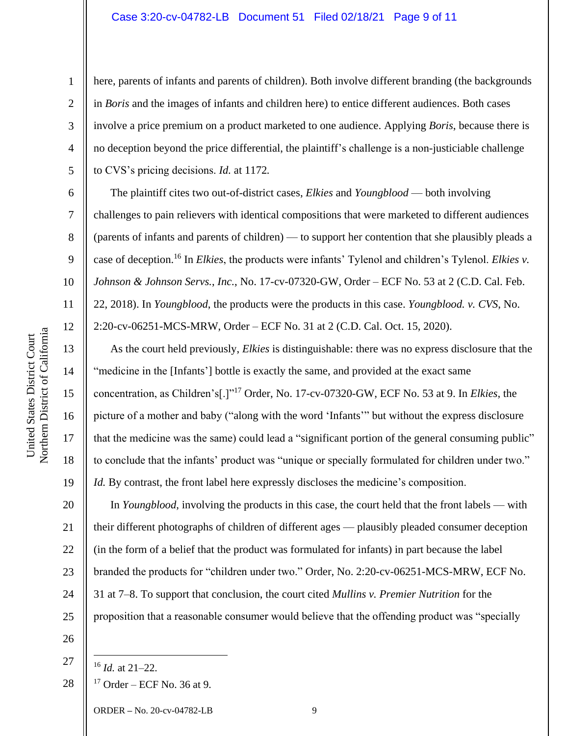here, parents of infants and parents of children). Both involve different branding (the backgrounds in *Boris* and the images of infants and children here) to entice different audiences. Both cases involve a price premium on a product marketed to one audience. Applying *Boris*, because there is no deception beyond the price differential, the plaintiff's challenge is a non-justiciable challenge to CVS's pricing decisions. *Id.* at 1172.

The plaintiff cites two out-of-district cases, *Elkies* and *Youngblood* — both involving challenges to pain relievers with identical compositions that were marketed to different audiences (parents of infants and parents of children) — to support her contention that she plausibly pleads a case of deception.[16] In *Elkies*, the products were infants' Tylenol and children's Tylenol. *Elkies v. Johnson & Johnson Servs., Inc.*, No. 17-cv-07320-GW, Order – ECF No. 53 at 2 (C.D. Cal. Feb. 22, 2018). In *Youngblood*, the products were the products in this case. *Youngblood. v. CVS*, No. 2:20-cv-06251-MCS-MRW, Order – ECF No. 31 at 2 (C.D. Cal. Oct. 15, 2020).

As the court held previously, *Elkies* is distinguishable: there was no express disclosure that the "medicine in the [Infants'] bottle is exactly the same, and provided at the exact same concentration, as Children's[.]"[17] Order, No. 17-cv-07320-GW, ECF No. 53 at 9. In *Elkies*, the picture of a mother and baby ("along with the word 'Infants'" but without the express disclosure that the medicine was the same) could lead a "significant portion of the general consuming public" to conclude that the infants' product was "unique or specially formulated for children under two." *Id.* By contrast, the front label here expressly discloses the medicine's composition.

In *Youngblood*, involving the products in this case, the court held that the front labels — with their different photographs of children of different ages — plausibly pleaded consumer deception (in the form of a belief that the product was formulated for infants) in part because the label branded the products for "children under two." Order, No. 2:20-cv-06251-MCS-MRW, ECF No. 31 at 7–8. To support that conclusion, the court cited *Mullins v. Premier Nutrition* for the proposition that a reasonable consumer would believe that the offending product was "specially

---

[16] *Id.* at 21–22.

[17] Order – ECF No. 36 at 9.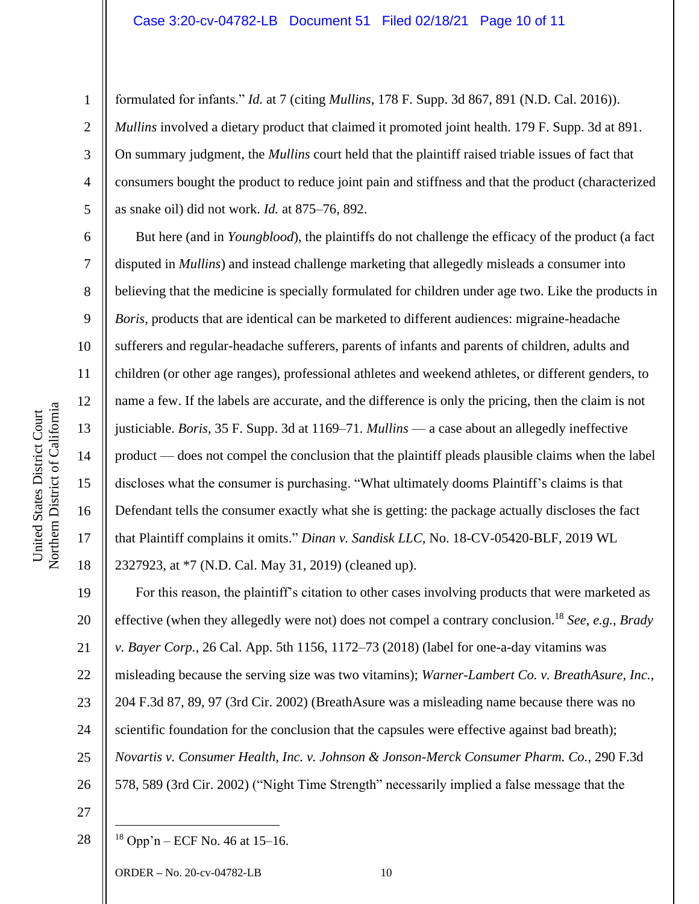formulated for infants." *Id.* at 7 (citing *Mullins*, 178 F. Supp. 3d 867, 891 (N.D. Cal. 2016)). *Mullins* involved a dietary product that claimed it promoted joint health. 179 F. Supp. 3d at 891. On summary judgment, the *Mullins* court held that the plaintiff raised triable issues of fact that consumers bought the product to reduce joint pain and stiffness and that the product (characterized as snake oil) did not work. *Id.* at 875–76, 892.

But here (and in *Youngblood*), the plaintiffs do not challenge the efficacy of the product (a fact disputed in *Mullins*) and instead challenge marketing that allegedly misleads a consumer into believing that the medicine is specially formulated for children under age two. Like the products in *Boris*, products that are identical can be marketed to different audiences: migraine-headache sufferers and regular-headache sufferers, parents of infants and parents of children, adults and children (or other age ranges), professional athletes and weekend athletes, or different genders, to name a few. If the labels are accurate, and the difference is only the pricing, then the claim is not justiciable. *Boris*, 35 F. Supp. 3d at 1169–71. *Mullins* — a case about an allegedly ineffective product — does not compel the conclusion that the plaintiff pleads plausible claims when the label discloses what the consumer is purchasing. "What ultimately dooms Plaintiff's claims is that Defendant tells the consumer exactly what she is getting: the package actually discloses the fact that Plaintiff complains it omits." *Dinan v. Sandisk LLC*, No. 18-CV-05420-BLF, 2019 WL 2327923, at *7 (N.D. Cal. May 31, 2019) (cleaned up).

For this reason, the plaintiff's citation to other cases involving products that were marketed as effective (when they allegedly were not) does not compel a contrary conclusion.[18] *See, e.g.*, *Brady v. Bayer Corp.*, 26 Cal. App. 5th 1156, 1172–73 (2018) (label for one-a-day vitamins was misleading because the serving size was two vitamins); *Warner-Lambert Co. v. BreathAsure, Inc.*, 204 F.3d 87, 89, 97 (3rd Cir. 2002) (BreathAsure was a misleading name because there was no scientific foundation for the conclusion that the capsules were effective against bad breath); *Novartis v. Consumer Health, Inc. v. Johnson & Jonson-Merck Consumer Pharm. Co.*, 290 F.3d 578, 589 (3rd Cir. 2002) ("Night Time Strength" necessarily implied a false message that the

---

[18] Opp'n – ECF No. 46 at 15–16.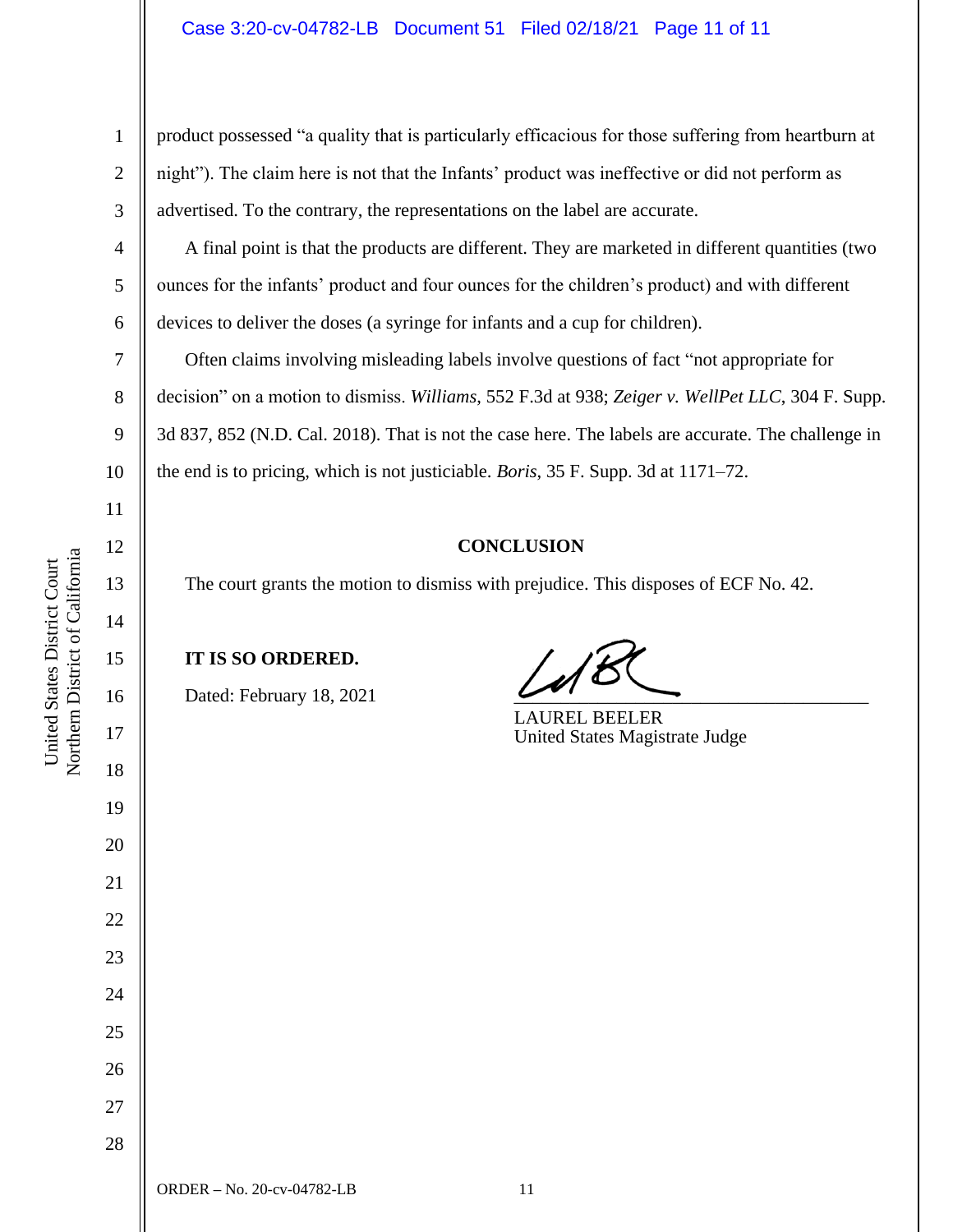product possessed "a quality that is particularly efficacious for those suffering from heartburn at night"). The claim here is not that the Infants' product was ineffective or did not perform as advertised. To the contrary, the representations on the label are accurate.

A final point is that the products are different. They are marketed in different quantities (two ounces for the infants' product and four ounces for the children's product) and with different devices to deliver the doses (a syringe for infants and a cup for children).

Often claims involving misleading labels involve questions of fact "not appropriate for decision" on a motion to dismiss. *Williams*, 552 F.3d at 938; *Zeiger v. WellPet LLC*, 304 F. Supp. 3d 837, 852 (N.D. Cal. 2018). That is not the case here. The labels are accurate. The challenge in the end is to pricing, which is not justiciable. *Boris*, 35 F. Supp. 3d at 1171–72.

**CONCLUSION**

The court grants the motion to dismiss with prejudice. This disposes of ECF No. 42.

**IT IS SO ORDERED.**

Dated: February 18, 2021

LAUREL BEELER
United States Magistrate Judge